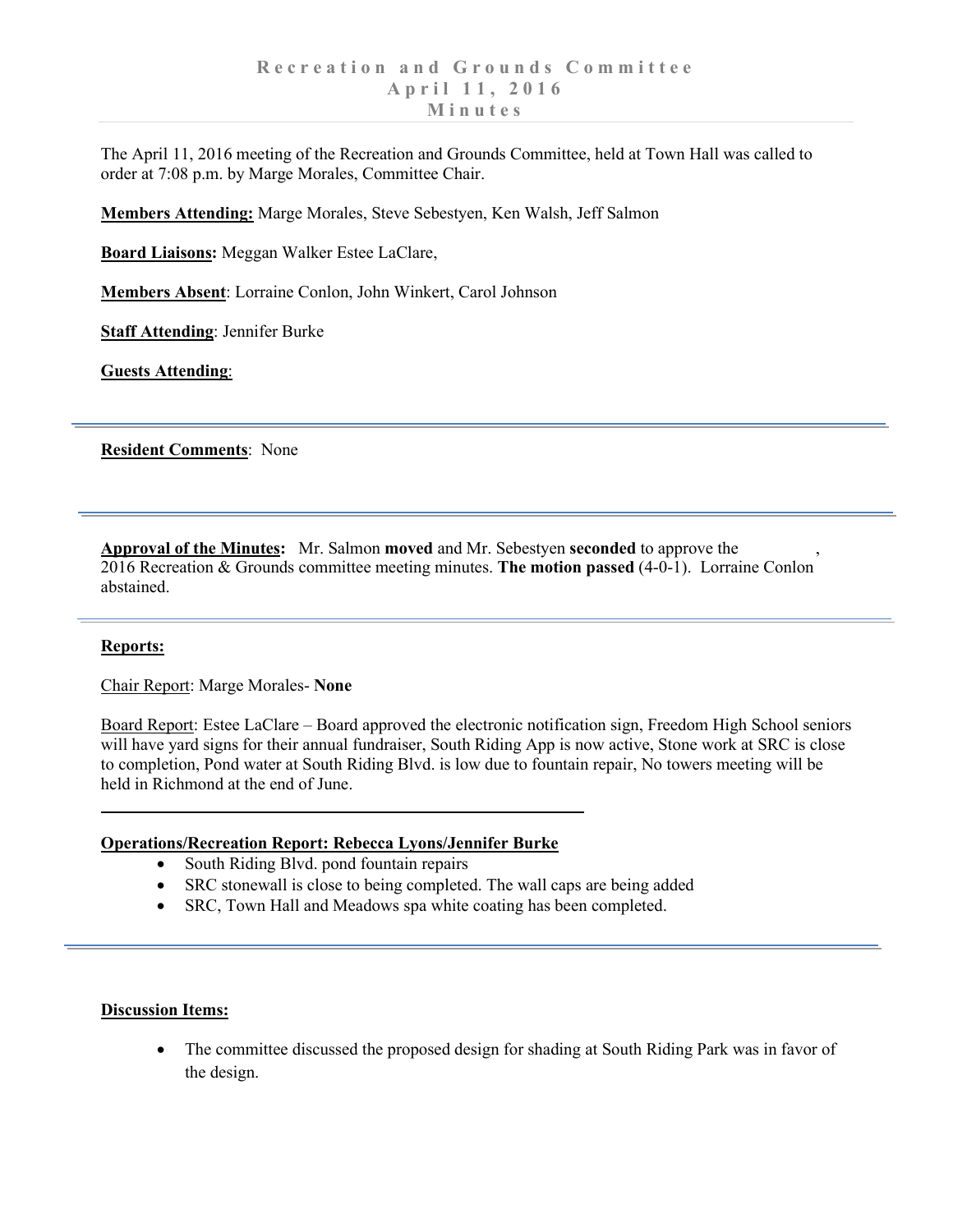# Recreation and Grounds Committee
## April 11, 2016
## Minutes

The April 11, 2016 meeting of the Recreation and Grounds Committee, held at Town Hall was called to order at 7:08 p.m. by Marge Morales, Committee Chair.

**Members Attending:** Marge Morales, Steve Sebestyen, Ken Walsh, Jeff Salmon

**Board Liaisons:** Meggan Walker Estee LaClare,

**Members Absent**: Lorraine Conlon, John Winkert, Carol Johnson

**Staff Attending**: Jennifer Burke

**Guests Attending**:

---

**Resident Comments**: None

---

**Approval of the Minutes:** Mr. Salmon **moved** and Mr. Sebestyen **seconded** to approve the , 2016 Recreation & Grounds committee meeting minutes. **The motion passed** (4-0-1). Lorraine Conlon abstained.

---

**Reports:**

Chair Report: Marge Morales- **None**

Board Report: Estee LaClare – Board approved the electronic notification sign, Freedom High School seniors will have yard signs for their annual fundraiser, South Riding App is now active, Stone work at SRC is close to completion, Pond water at South Riding Blvd. is low due to fountain repair, No towers meeting will be held in Richmond at the end of June.

**Operations/Recreation Report: Rebecca Lyons/Jennifer Burke**

- South Riding Blvd. pond fountain repairs
- SRC stonewall is close to being completed. The wall caps are being added
- SRC, Town Hall and Meadows spa white coating has been completed.

---

**Discussion Items:**

- The committee discussed the proposed design for shading at South Riding Park was in favor of the design.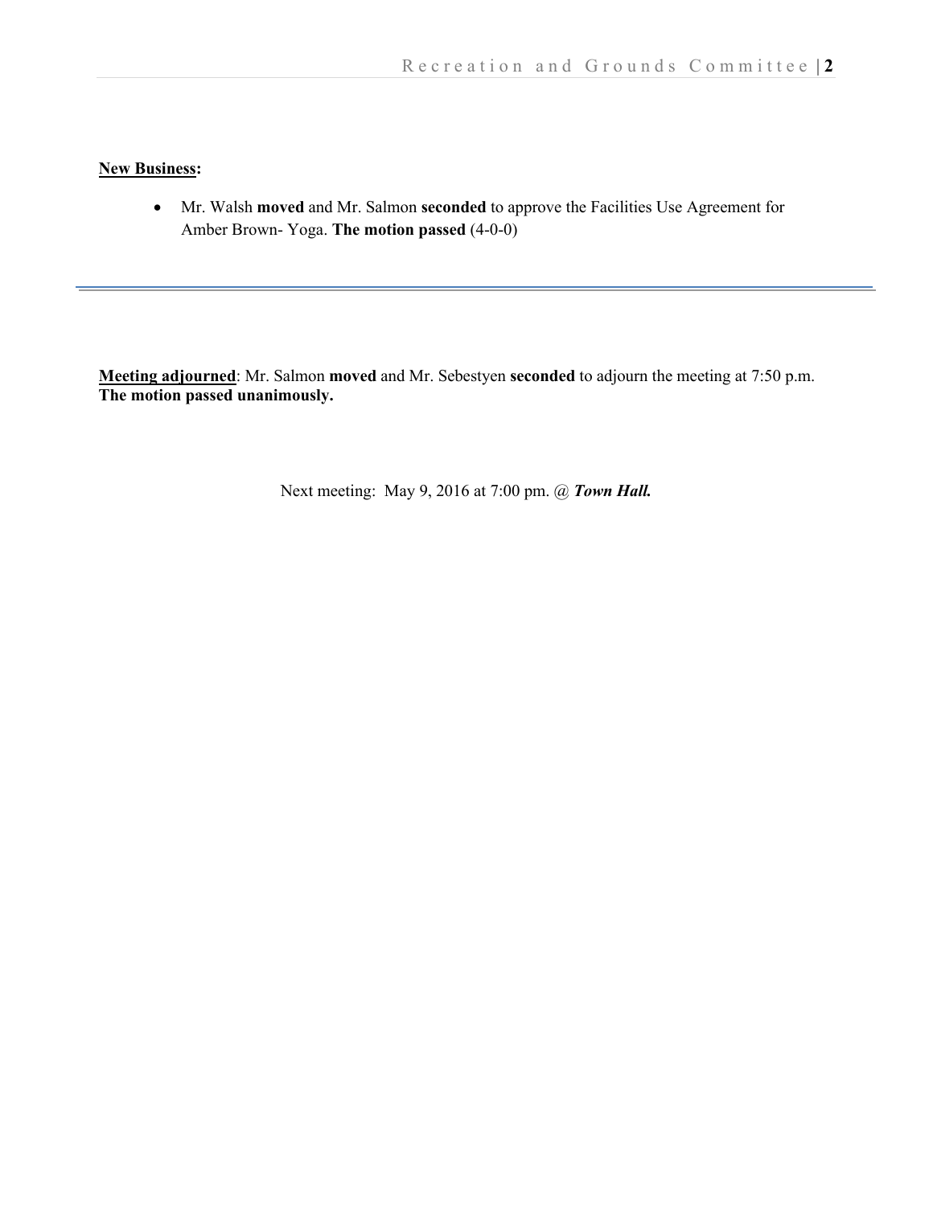**New Business:**

- Mr. Walsh **moved** and Mr. Salmon **seconded** to approve the Facilities Use Agreement for Amber Brown- Yoga. **The motion passed** (4-0-0)

---

**Meeting adjourned**: Mr. Salmon **moved** and Mr. Sebestyen **seconded** to adjourn the meeting at 7:50 p.m. **The motion passed unanimously.**

Next meeting: May 9, 2016 at 7:00 pm. @ ***Town Hall.***